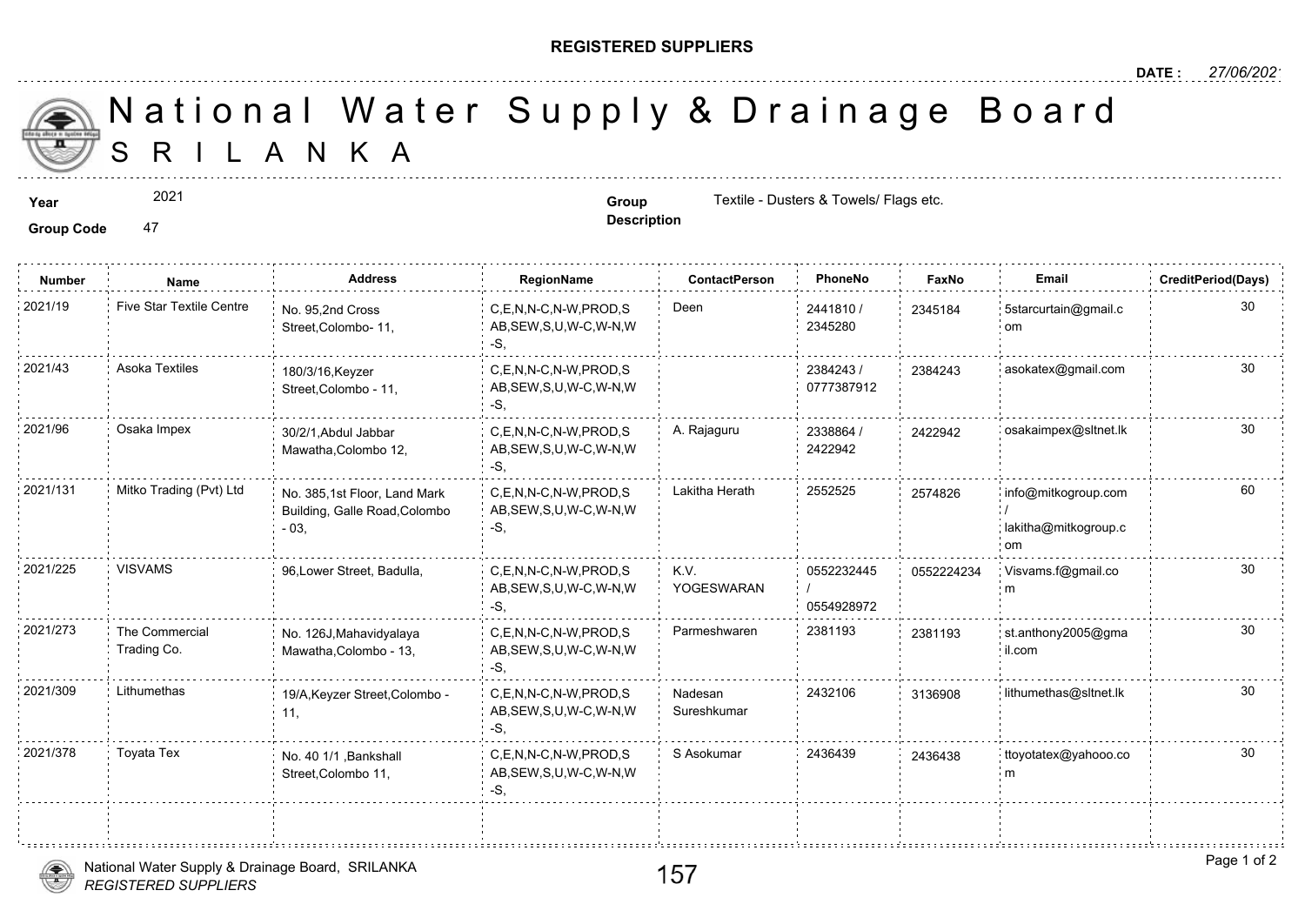**REGISTERED SUPPLIERS**

**DATE :** 27/06/202

# National Water Supply & Drainage Board
# SRILANKA

**Year** 2021

**Group Code** 47

**Group Description** Textile - Dusters & Towels/ Flags etc.

| Number | Name | Address | RegionName | ContactPerson | PhoneNo | FaxNo | Email | CreditPeriod(Days) |
|---|---|---|---|---|---|---|---|---|
| 2021/19 | Five Star Textile Centre | No. 95,2nd Cross Street,Colombo- 11, | C,E,N,N-C,N-W,PROD,SAB,SEW,S,U,W-C,W-N,W-S, | Deen | 2441810 / 2345280 | 2345184 | 5starcurtain@gmail.com | 30 |
| 2021/43 | Asoka Textiles | 180/3/16,Keyzer Street,Colombo - 11, | C,E,N,N-C,N-W,PROD,SAB,SEW,S,U,W-C,W-N,W-S, | | 2384243 / 0777387912 | 2384243 | asokatex@gmail.com | 30 |
| 2021/96 | Osaka Impex | 30/2/1,Abdul Jabbar Mawatha,Colombo 12, | C,E,N,N-C,N-W,PROD,SAB,SEW,S,U,W-C,W-N,W-S, | A. Rajaguru | 2338864 / 2422942 | 2422942 | osakaimpex@sltnet.lk | 30 |
| 2021/131 | Mitko Trading (Pvt) Ltd | No. 385,1st Floor, Land Mark Building, Galle Road,Colombo - 03, | C,E,N,N-C,N-W,PROD,SAB,SEW,S,U,W-C,W-N,W-S, | Lakitha Herath | 2552525 | 2574826 | info@mitkogroup.com / lakitha@mitkogroup.com | 60 |
| 2021/225 | VISVAMS | 96,Lower Street, Badulla, | C,E,N,N-C,N-W,PROD,SAB,SEW,S,U,W-C,W-N,W-S, | K.V. YOGESWARAN | 0552232445 / 0554928972 | 0552224234 | Visvams.f@gmail.com | 30 |
| 2021/273 | The Commercial Trading Co. | No. 126J,Mahavidyalaya Mawatha,Colombo - 13, | C,E,N,N-C,N-W,PROD,SAB,SEW,S,U,W-C,W-N,W-S, | Parmeshwaren | 2381193 | 2381193 | st.anthony2005@gmail.com | 30 |
| 2021/309 | Lithumethas | 19/A,Keyzer Street,Colombo - 11, | C,E,N,N-C,N-W,PROD,SAB,SEW,S,U,W-C,W-N,W-S, | Nadesan Sureshkumar | 2432106 | 3136908 | lithumethas@sltnet.lk | 30 |
| 2021/378 | Toyata Tex | No. 40 1/1 ,Bankshall Street,Colombo 11, | C,E,N,N-C,N-W,PROD,SAB,SEW,S,U,W-C,W-N,W-S, | S Asokumar | 2436439 | 2436438 | ttoyotatex@yahooo.com | 30 |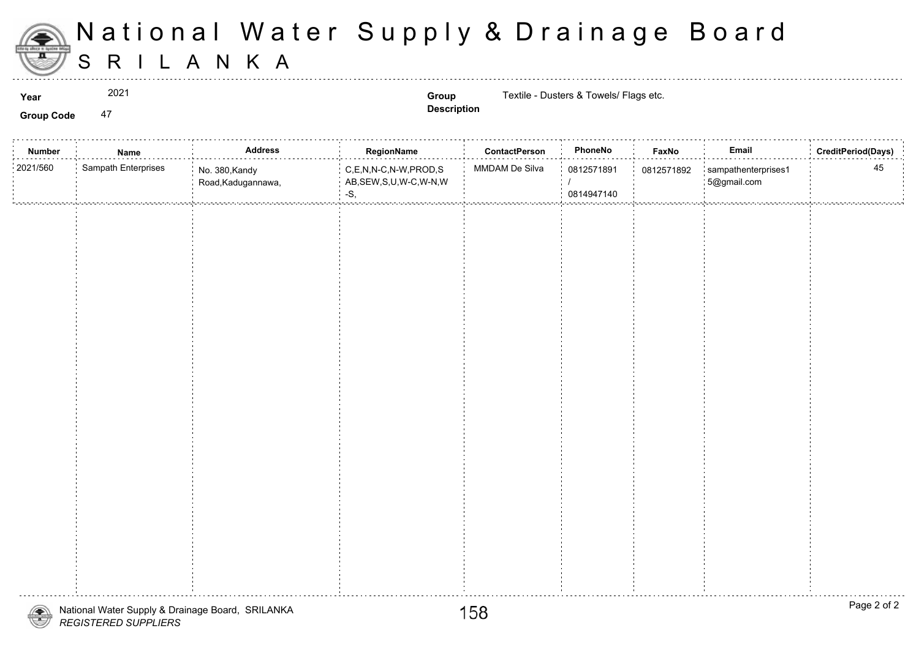# National Water Supply & Drainage Board

## SRI LANKA

**Year** 2021

**Group Code** 47

**Group Description** Textile - Dusters & Towels/ Flags etc.

| Number | Name | Address | RegionName | ContactPerson | PhoneNo | FaxNo | Email | CreditPeriod(Days) |
|---|---|---|---|---|---|---|---|---|
| 2021/560 | Sampath Enterprises | No. 380,Kandy Road,Kadugannawa, | C,E,N,N-C,N-W,PROD,SAB,SEW,S,U,W-C,W-N,W-S, | MMDAM De Silva | 0812571891 / 0814947140 | 0812571892 | sampathenterprises15@gmail.com | 45 |

National Water Supply & Drainage Board, SRILANKA

*REGISTERED SUPPLIERS*